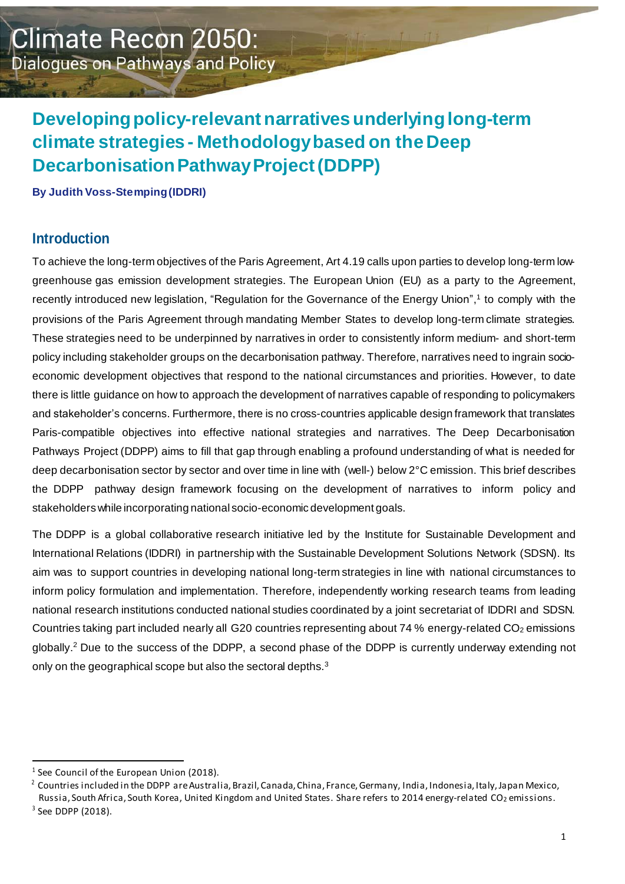# Climate Recon 2050: Dialogues on Pathways and Policy

## Developing policy-relevant narratives underlying long-term climate strategies - Methodology based on the Deep Decarbonisation Pathway Project (DDPP)

**By Judith Voss-Stemping (IDDRI)**

### Introduction

To achieve the long-term objectives of the Paris Agreement, Art 4.19 calls upon parties to develop long-term low-greenhouse gas emission development strategies. The European Union (EU) as a party to the Agreement, recently introduced new legislation, "Regulation for the Governance of the Energy Union",[1] to comply with the provisions of the Paris Agreement through mandating Member States to develop long-term climate strategies. These strategies need to be underpinned by narratives in order to consistently inform medium- and short-term policy including stakeholder groups on the decarbonisation pathway. Therefore, narratives need to ingrain socio-economic development objectives that respond to the national circumstances and priorities. However, to date there is little guidance on how to approach the development of narratives capable of responding to policymakers and stakeholder's concerns. Furthermore, there is no cross-countries applicable design framework that translates Paris-compatible objectives into effective national strategies and narratives. The Deep Decarbonisation Pathways Project (DDPP) aims to fill that gap through enabling a profound understanding of what is needed for deep decarbonisation sector by sector and over time in line with (well-) below 2°C emission. This brief describes the DDPP pathway design framework focusing on the development of narratives to inform policy and stakeholders while incorporating national socio-economic development goals.

The DDPP is a global collaborative research initiative led by the Institute for Sustainable Development and International Relations (IDDRI) in partnership with the Sustainable Development Solutions Network (SDSN). Its aim was to support countries in developing national long-term strategies in line with national circumstances to inform policy formulation and implementation. Therefore, independently working research teams from leading national research institutions conducted national studies coordinated by a joint secretariat of IDDRI and SDSN. Countries taking part included nearly all G20 countries representing about 74 % energy-related $CO_2$ emissions globally.[2] Due to the success of the DDPP, a second phase of the DDPP is currently underway extending not only on the geographical scope but also the sectoral depths.[3]

---

[1] See Council of the European Union (2018).

[2] Countries included in the DDPP are Australia, Brazil, Canada, China, France, Germany, India, Indonesia, Italy, Japan Mexico, Russia, South Africa, South Korea, United Kingdom and United States. Share refers to 2014 energy-related $CO_2$ emissions.

[3] See DDPP (2018).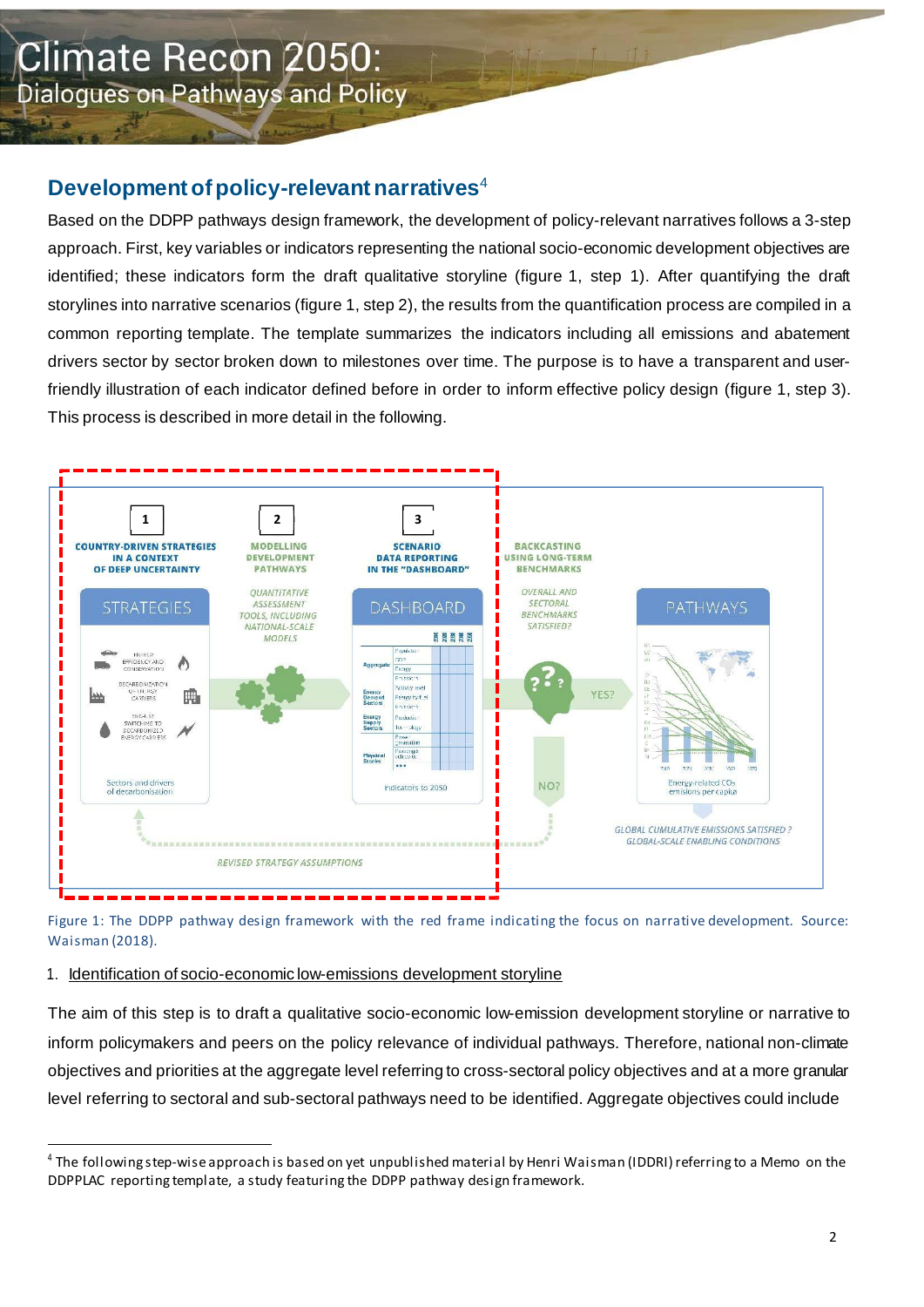## Development of policy-relevant narratives[4]

Based on the DDPP pathways design framework, the development of policy-relevant narratives follows a 3-step approach. First, key variables or indicators representing the national socio-economic development objectives are identified; these indicators form the draft qualitative storyline (figure 1, step 1). After quantifying the draft storylines into narrative scenarios (figure 1, step 2), the results from the quantification process are compiled in a common reporting template. The template summarizes the indicators including all emissions and abatement drivers sector by sector broken down to milestones over time. The purpose is to have a transparent and user-friendly illustration of each indicator defined before in order to inform effective policy design (figure 1, step 3). This process is described in more detail in the following.

Figure 1: The DDPP pathway design framework with the red frame indicating the focus on narrative development. Source: Waisman (2018).

1. Identification of socio-economic low-emissions development storyline

The aim of this step is to draft a qualitative socio-economic low-emission development storyline or narrative to inform policymakers and peers on the policy relevance of individual pathways. Therefore, national non-climate objectives and priorities at the aggregate level referring to cross-sectoral policy objectives and at a more granular level referring to sectoral and sub-sectoral pathways need to be identified. Aggregate objectives could include

[4] The following step-wise approach is based on yet unpublished material by Henri Waisman (IDDRI) referring to a Memo on the DDPPLAC reporting template, a study featuring the DDPP pathway design framework.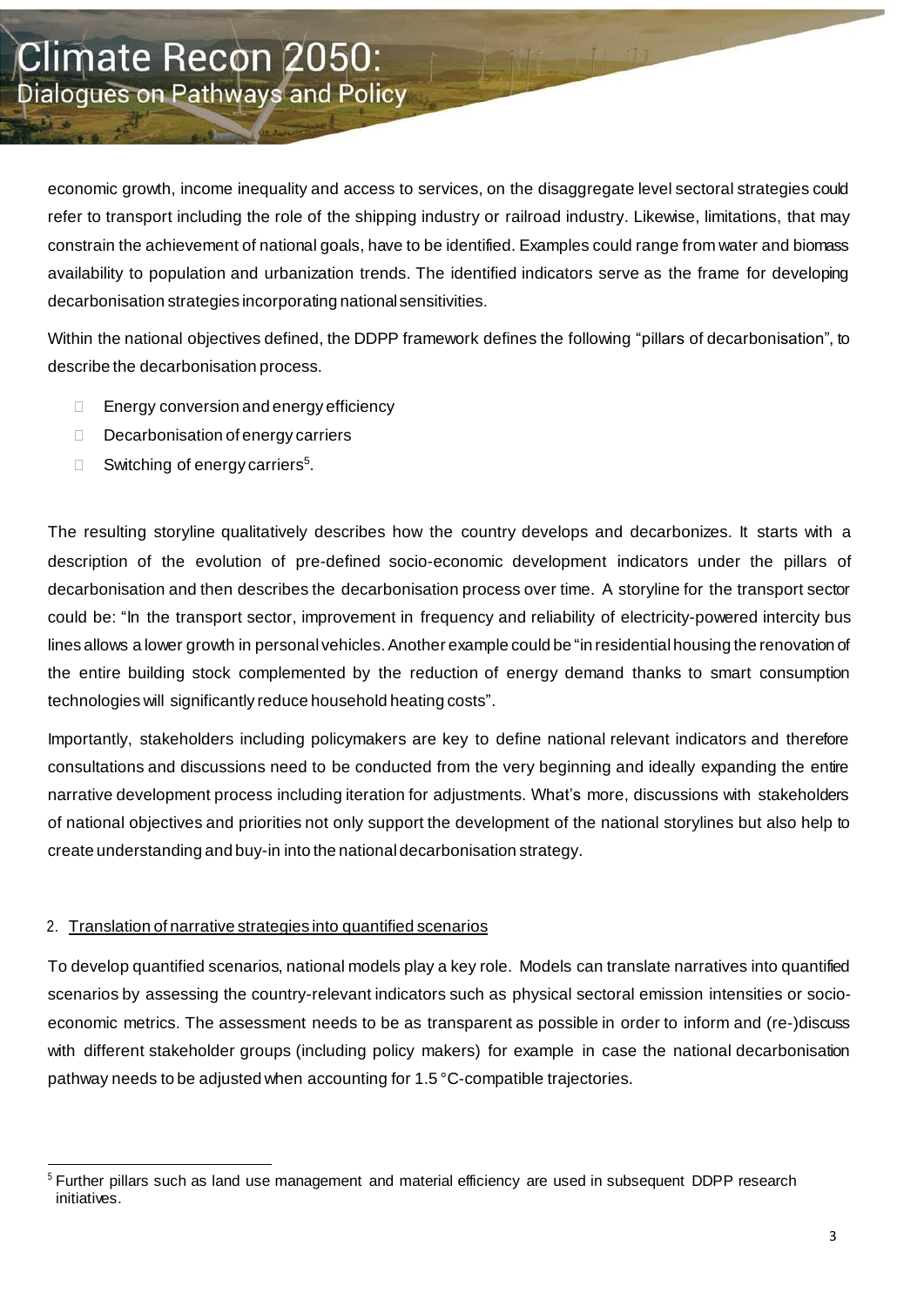economic growth, income inequality and access to services, on the disaggregate level sectoral strategies could refer to transport including the role of the shipping industry or railroad industry. Likewise, limitations, that may constrain the achievement of national goals, have to be identified. Examples could range from water and biomass availability to population and urbanization trends. The identified indicators serve as the frame for developing decarbonisation strategies incorporating national sensitivities.

Within the national objectives defined, the DDPP framework defines the following "pillars of decarbonisation", to describe the decarbonisation process.

- Energy conversion and energy efficiency
- Decarbonisation of energy carriers
- Switching of energy carriers[5].

The resulting storyline qualitatively describes how the country develops and decarbonizes. It starts with a description of the evolution of pre-defined socio-economic development indicators under the pillars of decarbonisation and then describes the decarbonisation process over time. A storyline for the transport sector could be: "In the transport sector, improvement in frequency and reliability of electricity-powered intercity bus lines allows a lower growth in personal vehicles. Another example could be "in residential housing the renovation of the entire building stock complemented by the reduction of energy demand thanks to smart consumption technologies will significantly reduce household heating costs".

Importantly, stakeholders including policymakers are key to define national relevant indicators and therefore consultations and discussions need to be conducted from the very beginning and ideally expanding the entire narrative development process including iteration for adjustments. What's more, discussions with stakeholders of national objectives and priorities not only support the development of the national storylines but also help to create understanding and buy-in into the national decarbonisation strategy.

2. Translation of narrative strategies into quantified scenarios

To develop quantified scenarios, national models play a key role. Models can translate narratives into quantified scenarios by assessing the country-relevant indicators such as physical sectoral emission intensities or socio-economic metrics. The assessment needs to be as transparent as possible in order to inform and (re-)discuss with different stakeholder groups (including policy makers) for example in case the national decarbonisation pathway needs to be adjusted when accounting for 1.5 °C-compatible trajectories.

[5] Further pillars such as land use management and material efficiency are used in subsequent DDPP research initiatives.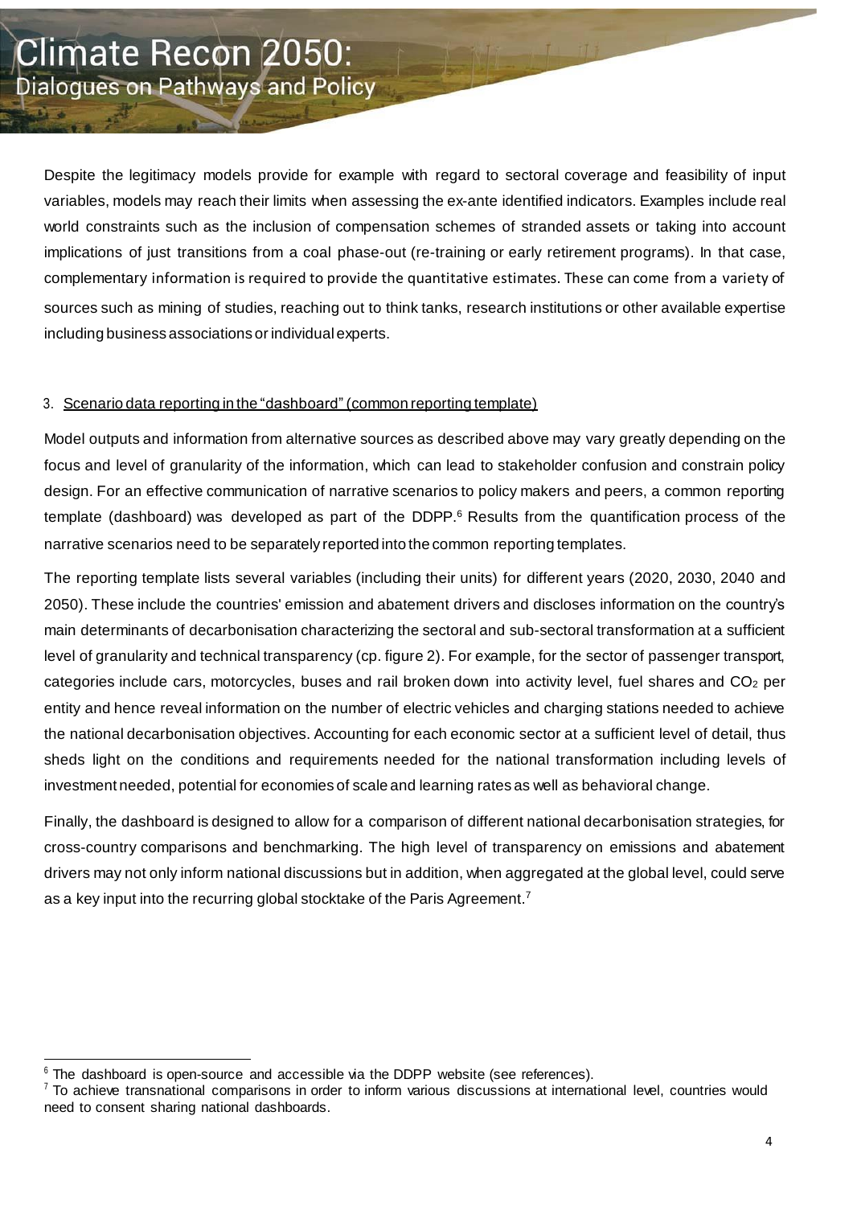Despite the legitimacy models provide for example with regard to sectoral coverage and feasibility of input variables, models may reach their limits when assessing the ex-ante identified indicators. Examples include real world constraints such as the inclusion of compensation schemes of stranded assets or taking into account implications of just transitions from a coal phase-out (re-training or early retirement programs). In that case, complementary information is required to provide the quantitative estimates. These can come from a variety of sources such as mining of studies, reaching out to think tanks, research institutions or other available expertise including business associations or individual experts.

3. Scenario data reporting in the "dashboard" (common reporting template)

Model outputs and information from alternative sources as described above may vary greatly depending on the focus and level of granularity of the information, which can lead to stakeholder confusion and constrain policy design. For an effective communication of narrative scenarios to policy makers and peers, a common reporting template (dashboard) was developed as part of the DDPP.[6] Results from the quantification process of the narrative scenarios need to be separately reported into the common reporting templates.

The reporting template lists several variables (including their units) for different years (2020, 2030, 2040 and 2050). These include the countries' emission and abatement drivers and discloses information on the country's main determinants of decarbonisation characterizing the sectoral and sub-sectoral transformation at a sufficient level of granularity and technical transparency (cp. figure 2). For example, for the sector of passenger transport, categories include cars, motorcycles, buses and rail broken down into activity level, fuel shares and $CO_2$ per entity and hence reveal information on the number of electric vehicles and charging stations needed to achieve the national decarbonisation objectives. Accounting for each economic sector at a sufficient level of detail, thus sheds light on the conditions and requirements needed for the national transformation including levels of investment needed, potential for economies of scale and learning rates as well as behavioral change.

Finally, the dashboard is designed to allow for a comparison of different national decarbonisation strategies, for cross-country comparisons and benchmarking. The high level of transparency on emissions and abatement drivers may not only inform national discussions but in addition, when aggregated at the global level, could serve as a key input into the recurring global stocktake of the Paris Agreement.[7]

[6] The dashboard is open-source and accessible via the DDPP website (see references).

[7] To achieve transnational comparisons in order to inform various discussions at international level, countries would need to consent sharing national dashboards.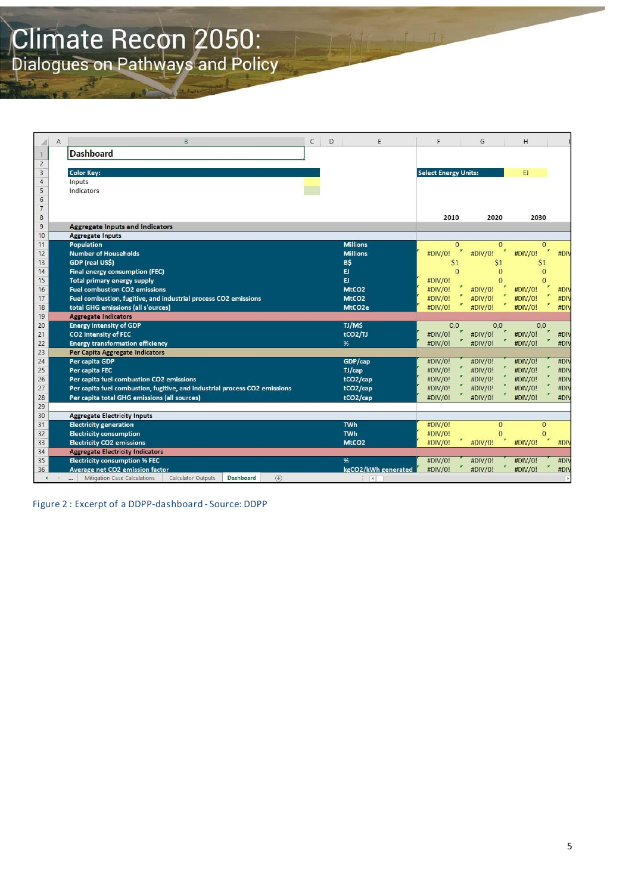| | Dashboard | | | | |
|---|---|---|---|---|---|
| | Color Key: | | Select Energy Units: | EJ | |
| | Inputs | | | | |
| | Indicators | | | | |
| | | | 2010 | 2020 | 2030 |
| | **Aggregate Inputs and Indicators** | | | | |
| | **Aggregate Inputs** | | | | |
| | Population | Millions | 0 | 0 | 0 |
| | Number of Households | Millions | #DIV/0! | #DIV/0! | #DIV/0! |
| | GDP (real US$) | B$ | $1 | $1 | $1 |
| | Final energy consumption (FEC) | EJ | 0 | 0 | 0 |
| | Total primary energy supply | EJ | #DIV/0! | 0 | 0 |
| | Fuel combustion CO2 emissions | MtCO2 | #DIV/0! | #DIV/0! | #DIV/0! |
| | Fuel combustion, fugitive, and industrial process CO2 emissions | MtCO2 | #DIV/0! | #DIV/0! | #DIV/0! |
| | total GHG emissions (all s'ources) | MtCO2e | #DIV/0! | #DIV/0! | #DIV/0! |
| | **Aggregate Indicators** | | | | |
| | Energy intensity of GDP | TJ/M$ | 0,0 | 0,0 | 0,0 |
| | CO2 intensity of FEC | tCO2/TJ | #DIV/0! | #DIV/0! | #DIV/0! |
| | Energy transformation efficiency | % | #DIV/0! | #DIV/0! | #DIV/0! |
| | **Per Capita Aggregate Indicators** | | | | |
| | Per capita GDP | GDP/cap | #DIV/0! | #DIV/0! | #DIV/0! |
| | Per capita FEC | TJ/cap | #DIV/0! | #DIV/0! | #DIV/0! |
| | Per capita fuel combustion CO2 emissions | tCO2/cap | #DIV/0! | #DIV/0! | #DIV/0! |
| | Per capita fuel combustion, fugitive, and industrial process CO2 emissions | tCO2/cap | #DIV/0! | #DIV/0! | #DIV/0! |
| | Per capita total GHG emissions (all sources) | tCO2/cap | #DIV/0! | #DIV/0! | #DIV/0! |
| | | | | | |
| | **Aggregate Electricity Inputs** | | | | |
| | Electricity generation | TWh | #DIV/0! | 0 | 0 |
| | Electricity consumption | TWh | #DIV/0! | 0 | 0 |
| | Electricity CO2 emissions | MtCO2 | #DIV/0! | #DIV/0! | #DIV/0! |
| | **Aggregate Electricity Indicators** | | | | |
| | Electricity consumption % FEC | % | #DIV/0! | #DIV/0! | #DIV/0! |
| | Average net CO2 emission factor | kgCO2/kWh generated | #DIV/0! | #DIV/0! | #DIV/0! |

Figure 2 : Excerpt of a DDPP-dashboard - Source: DDPP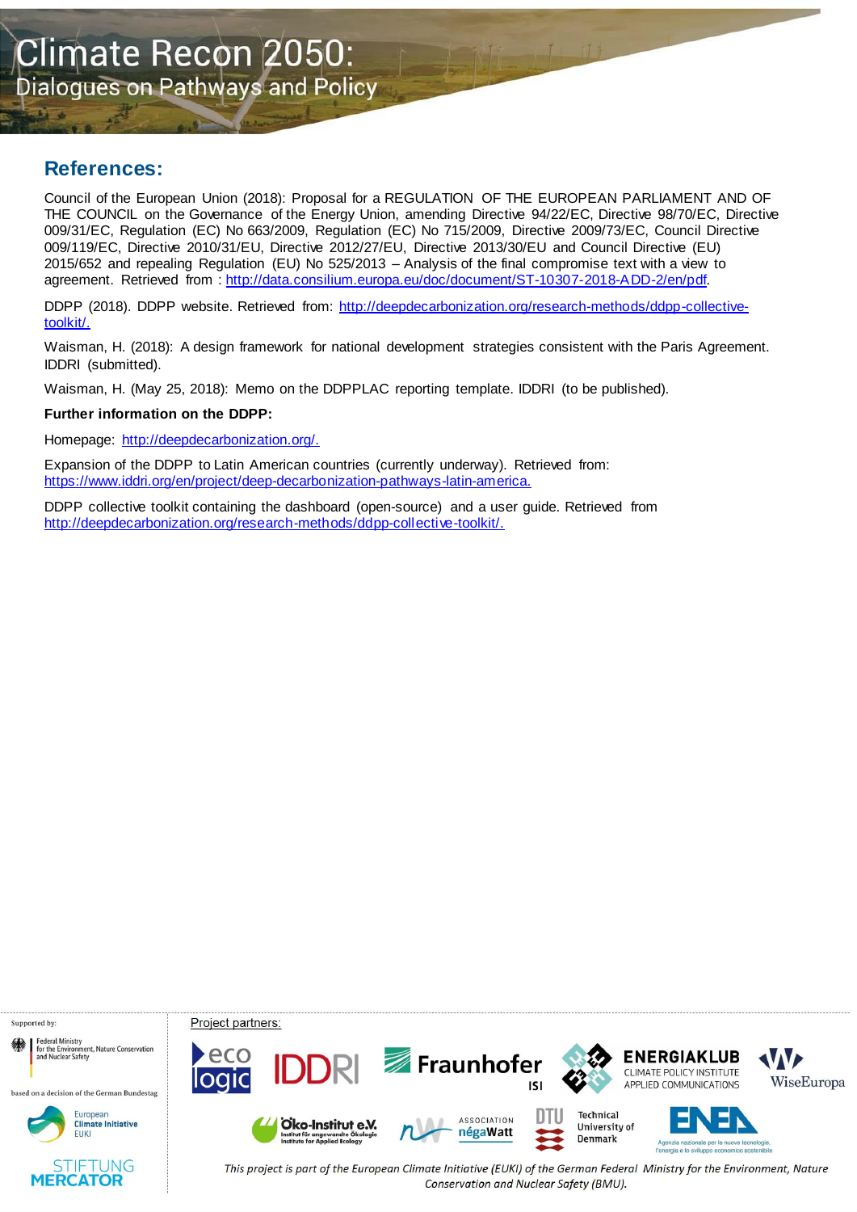## References:

Council of the European Union (2018): Proposal for a REGULATION OF THE EUROPEAN PARLIAMENT AND OF THE COUNCIL on the Governance of the Energy Union, amending Directive 94/22/EC, Directive 98/70/EC, Directive 009/31/EC, Regulation (EC) No 663/2009, Regulation (EC) No 715/2009, Directive 2009/73/EC, Council Directive 009/119/EC, Directive 2010/31/EU, Directive 2012/27/EU, Directive 2013/30/EU and Council Directive (EU) 2015/652 and repealing Regulation (EU) No 525/2013 – Analysis of the final compromise text with a view to agreement. Retrieved from : http://data.consilium.europa.eu/doc/document/ST-10307-2018-ADD-2/en/pdf.

DDPP (2018). DDPP website. Retrieved from: http://deepdecarbonization.org/research-methods/ddpp-collective-toolkit/.

Waisman, H. (2018): A design framework for national development strategies consistent with the Paris Agreement. IDDRI (submitted).

Waisman, H. (May 25, 2018): Memo on the DDPPLAC reporting template. IDDRI (to be published).

**Further information on the DDPP:**

Homepage: http://deepdecarbonization.org/.

Expansion of the DDPP to Latin American countries (currently underway). Retrieved from: https://www.iddri.org/en/project/deep-decarbonization-pathways-latin-america.

DDPP collective toolkit containing the dashboard (open-source) and a user guide. Retrieved from http://deepdecarbonization.org/research-methods/ddpp-collective-toolkit/.

Supported by:

Federal Ministry for the Environment, Nature Conservation and Nuclear Safety

based on a decision of the German Bundestag

European Climate Initiative EUKI

STIFTUNG MERCATOR

Project partners:

ecologic, IDDRI, Fraunhofer ISI, ENERGIAKLUB Climate Policy Institute Applied Communications, WiseEuropa, Öko-Institut e.V. Institut für angewandte Ökologie Institute for Applied Ecology, Association négaWatt, DTU Technical University of Denmark, ENEA Agenzia nazionale per le nuove tecnologie, l'energia e lo sviluppo economico sostenibile

*This project is part of the European Climate Initiative (EUKI) of the German Federal Ministry for the Environment, Nature Conservation and Nuclear Safety (BMU).*